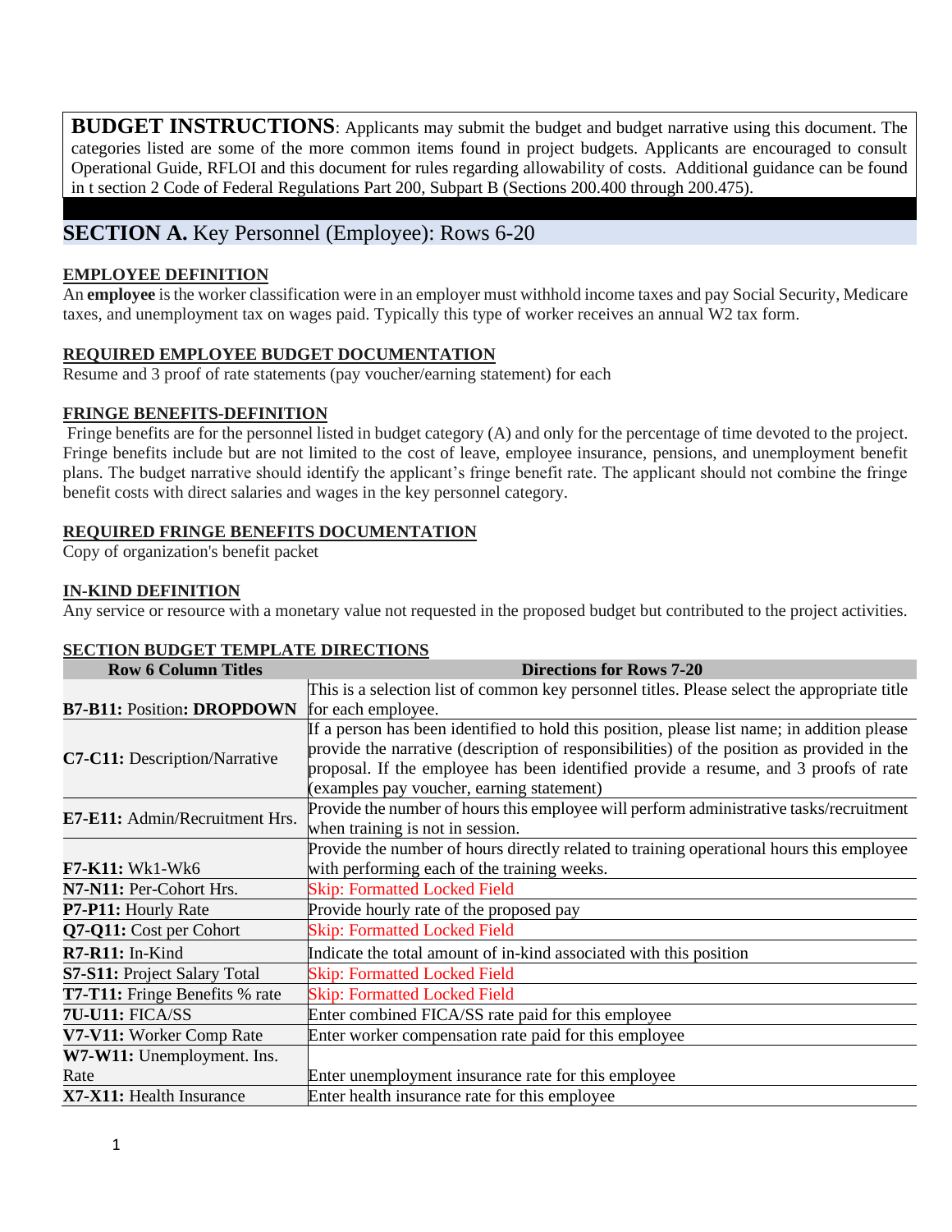**BUDGET INSTRUCTIONS**: Applicants may submit the budget and budget narrative using this document. The categories listed are some of the more common items found in project budgets. Applicants are encouraged to consult Operational Guide, RFLOI and this document for rules regarding allowability of costs. Additional guidance can be found in t section 2 Code of Federal Regulations Part 200, Subpart B (Sections 200.400 through 200.475).

## SECTION A. Key Personnel (Employee): Rows 6-20

### EMPLOYEE DEFINITION

An **employee** is the worker classification were in an employer must withhold income taxes and pay Social Security, Medicare taxes, and unemployment tax on wages paid. Typically this type of worker receives an annual W2 tax form.

### REQUIRED EMPLOYEE BUDGET DOCUMENTATION

Resume and 3 proof of rate statements (pay voucher/earning statement) for each

### FRINGE BENEFITS-DEFINITION

Fringe benefits are for the personnel listed in budget category (A) and only for the percentage of time devoted to the project. Fringe benefits include but are not limited to the cost of leave, employee insurance, pensions, and unemployment benefit plans. The budget narrative should identify the applicant's fringe benefit rate. The applicant should not combine the fringe benefit costs with direct salaries and wages in the key personnel category.

### REQUIRED FRINGE BENEFITS DOCUMENTATION

Copy of organization's benefit packet

### IN-KIND DEFINITION

Any service or resource with a monetary value not requested in the proposed budget but contributed to the project activities.

### SECTION BUDGET TEMPLATE DIRECTIONS

| Row 6 Column Titles | Directions for Rows 7-20 |
|---|---|
| **B7-B11:** Position**: DROPDOWN** | This is a selection list of common key personnel titles. Please select the appropriate title for each employee. |
| **C7-C11:** Description/Narrative | If a person has been identified to hold this position, please list name; in addition please provide the narrative (description of responsibilities) of the position as provided in the proposal. If the employee has been identified provide a resume, and 3 proofs of rate (examples pay voucher, earning statement) |
| **E7-E11:** Admin/Recruitment Hrs. | Provide the number of hours this employee will perform administrative tasks/recruitment when training is not in session. |
| **F7-K11:** Wk1-Wk6 | Provide the number of hours directly related to training operational hours this employee with performing each of the training weeks. |
| **N7-N11:** Per-Cohort Hrs. | Skip: Formatted Locked Field |
| **P7-P11:** Hourly Rate | Provide hourly rate of the proposed pay |
| **Q7-Q11:** Cost per Cohort | Skip: Formatted Locked Field |
| **R7-R11:** In-Kind | Indicate the total amount of in-kind associated with this position |
| **S7-S11:** Project Salary Total | Skip: Formatted Locked Field |
| **T7-T11:** Fringe Benefits % rate | Skip: Formatted Locked Field |
| **7U-U11:** FICA/SS | Enter combined FICA/SS rate paid for this employee |
| **V7-V11:** Worker Comp Rate | Enter worker compensation rate paid for this employee |
| **W7-W11:** Unemployment. Ins. Rate | Enter unemployment insurance rate for this employee |
| **X7-X11:** Health Insurance | Enter health insurance rate for this employee |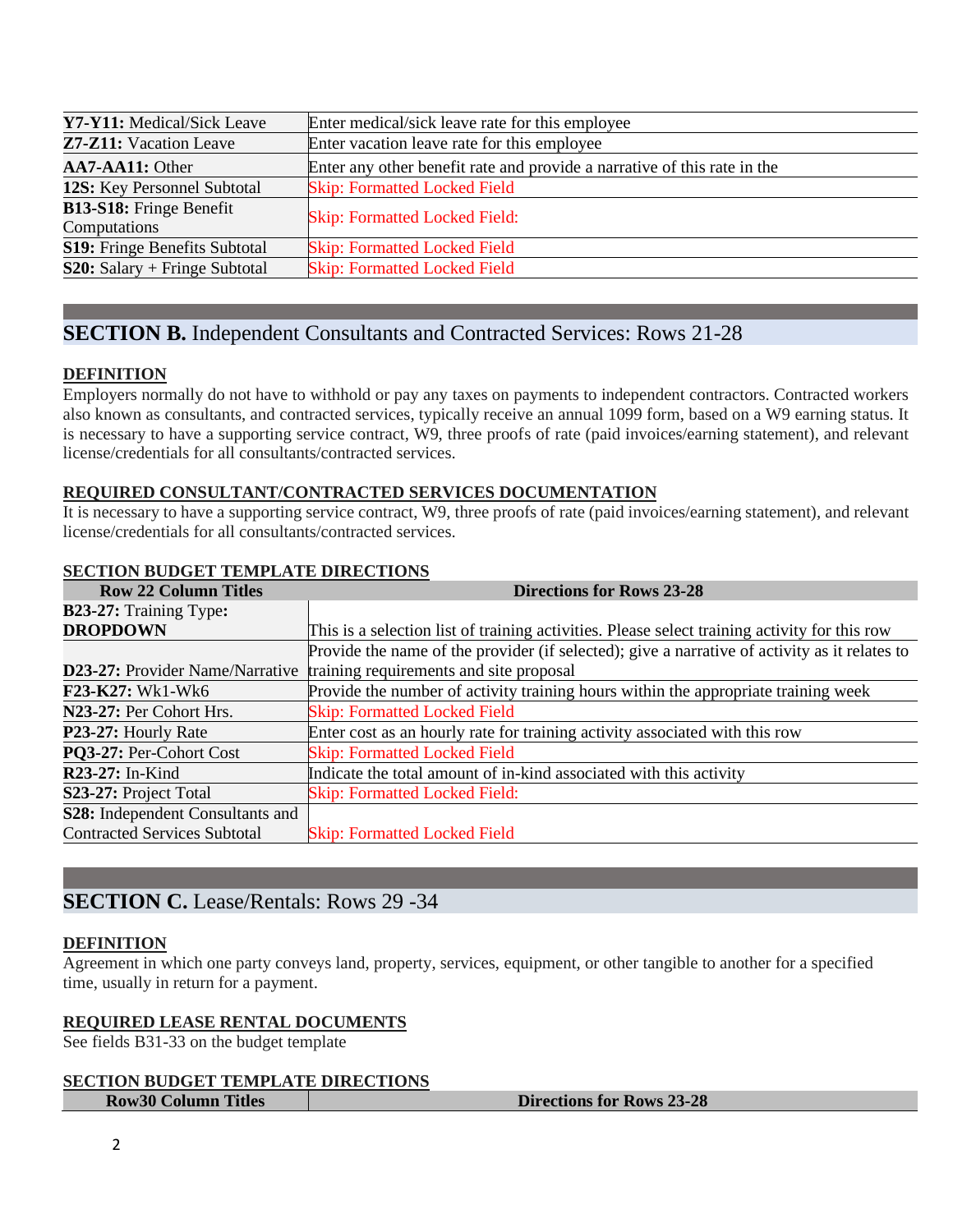| | |
|---|---|
| **Y7-Y11:** Medical/Sick Leave | Enter medical/sick leave rate for this employee |
| **Z7-Z11:** Vacation Leave | Enter vacation leave rate for this employee |
| **AA7-AA11:** Other | Enter any other benefit rate and provide a narrative of this rate in the |
| **12S:** Key Personnel Subtotal | Skip: Formatted Locked Field |
| **B13-S18:** Fringe Benefit Computations | Skip: Formatted Locked Field: |
| **S19:** Fringe Benefits Subtotal | Skip: Formatted Locked Field |
| **S20:** Salary + Fringe Subtotal | Skip: Formatted Locked Field |

## **SECTION B.** Independent Consultants and Contracted Services: Rows 21-28

**DEFINITION**

Employers normally do not have to withhold or pay any taxes on payments to independent contractors. Contracted workers also known as consultants, and contracted services, typically receive an annual 1099 form, based on a W9 earning status. It is necessary to have a supporting service contract, W9, three proofs of rate (paid invoices/earning statement), and relevant license/credentials for all consultants/contracted services.

**REQUIRED CONSULTANT/CONTRACTED SERVICES DOCUMENTATION**

It is necessary to have a supporting service contract, W9, three proofs of rate (paid invoices/earning statement), and relevant license/credentials for all consultants/contracted services.

**SECTION BUDGET TEMPLATE DIRECTIONS**

| Row 22 Column Titles | Directions for Rows 23-28 |
|---|---|
| **B23-27:** Training Type**: DROPDOWN** | This is a selection list of training activities. Please select training activity for this row |
| **D23-27:** Provider Name/Narrative | Provide the name of the provider (if selected); give a narrative of activity as it relates to training requirements and site proposal |
| **F23-K27:** Wk1-Wk6 | Provide the number of activity training hours within the appropriate training week |
| **N23-27:** Per Cohort Hrs. | Skip: Formatted Locked Field |
| **P23-27:** Hourly Rate | Enter cost as an hourly rate for training activity associated with this row |
| **PQ3-27:** Per-Cohort Cost | Skip: Formatted Locked Field |
| **R23-27:** In-Kind | Indicate the total amount of in-kind associated with this activity |
| **S23-27:** Project Total | Skip: Formatted Locked Field: |
| **S28:** Independent Consultants and Contracted Services Subtotal | Skip: Formatted Locked Field |

## **SECTION C.** Lease/Rentals: Rows 29 -34

**DEFINITION**

Agreement in which one party conveys land, property, services, equipment, or other tangible to another for a specified time, usually in return for a payment.

**REQUIRED LEASE RENTAL DOCUMENTS**

See fields B31-33 on the budget template

**SECTION BUDGET TEMPLATE DIRECTIONS**

| Row30 Column Titles | Directions for Rows 23-28 |
|---|---|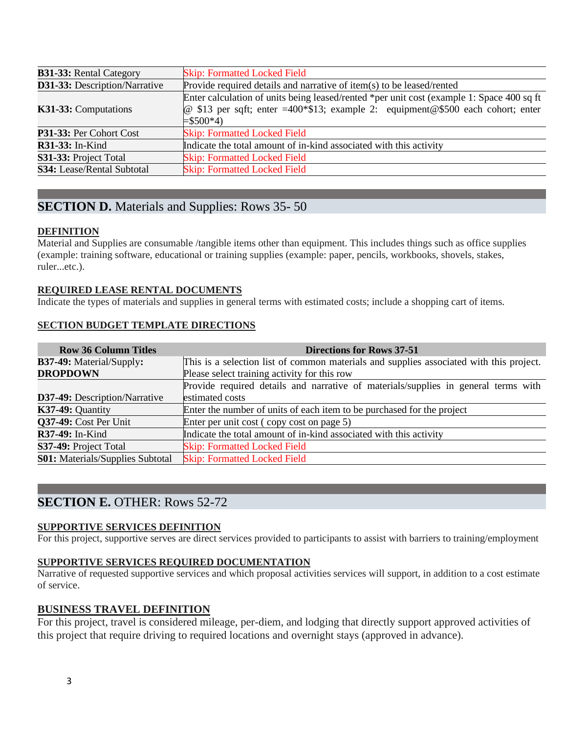| | |
|---|---|
| **B31-33:** Rental Category | Skip: Formatted Locked Field |
| **D31-33:** Description/Narrative | Provide required details and narrative of item(s) to be leased/rented |
| **K31-33:** Computations | Enter calculation of units being leased/rented *per unit cost (example 1: Space 400 sq ft @ $13 per sqft; enter =400*$13; example 2: equipment@$500 each cohort; enter =$500*4) |
| **P31-33:** Per Cohort Cost | Skip: Formatted Locked Field |
| **R31-33:** In-Kind | Indicate the total amount of in-kind associated with this activity |
| **S31-33:** Project Total | Skip: Formatted Locked Field |
| **S34:** Lease/Rental Subtotal | Skip: Formatted Locked Field |

## SECTION D. Materials and Supplies: Rows 35- 50

**DEFINITION**

Material and Supplies are consumable /tangible items other than equipment. This includes things such as office supplies (example: training software, educational or training supplies (example: paper, pencils, workbooks, shovels, stakes, ruler...etc.).

**REQUIRED LEASE RENTAL DOCUMENTS**

Indicate the types of materials and supplies in general terms with estimated costs; include a shopping cart of items.

**SECTION BUDGET TEMPLATE DIRECTIONS**

| Row 36 Column Titles | Directions for Rows 37-51 |
|---|---|
| **B37-49:** Material/Supply: **DROPDOWN** | This is a selection list of common materials and supplies associated with this project. Please select training activity for this row |
| **D37-49:** Description/Narrative | Provide required details and narrative of materials/supplies in general terms with estimated costs |
| **K37-49:** Quantity | Enter the number of units of each item to be purchased for the project |
| **Q37-49:** Cost Per Unit | Enter per unit cost ( copy cost on page 5) |
| **R37-49:** In-Kind | Indicate the total amount of in-kind associated with this activity |
| **S37-49:** Project Total | Skip: Formatted Locked Field |
| **S01:** Materials/Supplies Subtotal | Skip: Formatted Locked Field |

## SECTION E. OTHER: Rows 52-72

**SUPPORTIVE SERVICES DEFINITION**

For this project, supportive serves are direct services provided to participants to assist with barriers to training/employment

**SUPPORTIVE SERVICES REQUIRED DOCUMENTATION**

Narrative of requested supportive services and which proposal activities services will support, in addition to a cost estimate of service.

**BUSINESS TRAVEL DEFINITION**

For this project, travel is considered mileage, per-diem, and lodging that directly support approved activities of this project that require driving to required locations and overnight stays (approved in advance).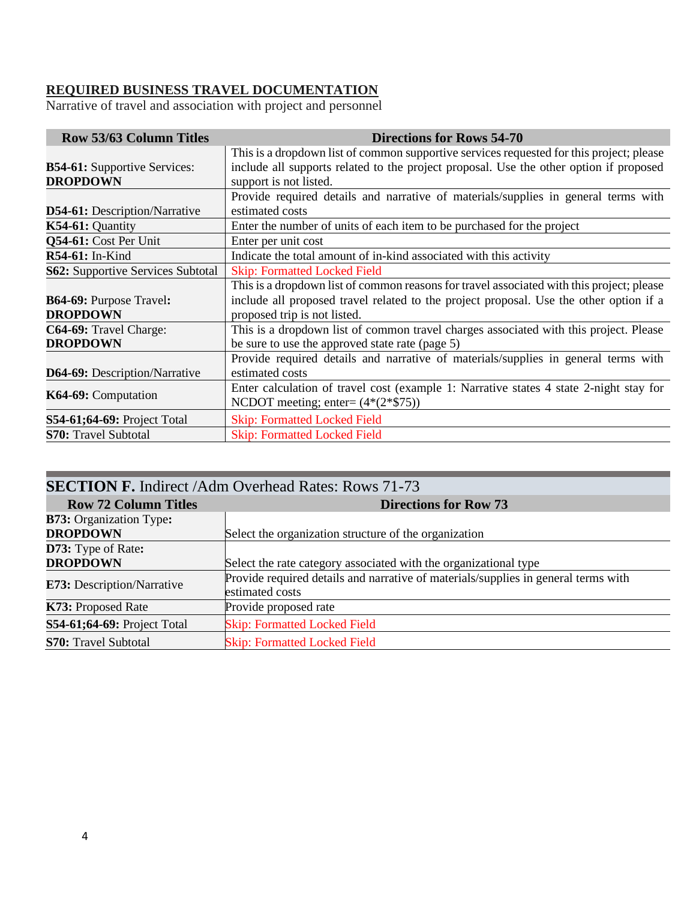**REQUIRED BUSINESS TRAVEL DOCUMENTATION**

Narrative of travel and association with project and personnel

| Row 53/63 Column Titles | Directions for Rows 54-70 |
|---|---|
| **B54-61:** Supportive Services: **DROPDOWN** | This is a dropdown list of common supportive services requested for this project; please include all supports related to the project proposal. Use the other option if proposed support is not listed. |
| **D54-61:** Description/Narrative | Provide required details and narrative of materials/supplies in general terms with estimated costs |
| **K54-61:** Quantity | Enter the number of units of each item to be purchased for the project |
| **Q54-61:** Cost Per Unit | Enter per unit cost |
| **R54-61:** In-Kind | Indicate the total amount of in-kind associated with this activity |
| **S62:** Supportive Services Subtotal | Skip: Formatted Locked Field |
| **B64-69:** Purpose Travel**: DROPDOWN** | This is a dropdown list of common reasons for travel associated with this project; please include all proposed travel related to the project proposal. Use the other option if a proposed trip is not listed. |
| **C64-69:** Travel Charge: **DROPDOWN** | This is a dropdown list of common travel charges associated with this project. Please be sure to use the approved state rate (page 5) |
| **D64-69:** Description/Narrative | Provide required details and narrative of materials/supplies in general terms with estimated costs |
| **K64-69:** Computation | Enter calculation of travel cost (example 1: Narrative states 4 state 2-night stay for NCDOT meeting; enter= (4*(2*$75)) |
| **S54-61;64-69:** Project Total | Skip: Formatted Locked Field |
| **S70:** Travel Subtotal | Skip: Formatted Locked Field |

## SECTION F. Indirect /Adm Overhead Rates: Rows 71-73

| Row 72 Column Titles | Directions for Row 73 |
|---|---|
| **B73:** Organization Type**: DROPDOWN** | Select the organization structure of the organization |
| **D73:** Type of Rate: **DROPDOWN** | Select the rate category associated with the organizational type |
| **E73:** Description/Narrative | Provide required details and narrative of materials/supplies in general terms with estimated costs |
| **K73:** Proposed Rate | Provide proposed rate |
| **S54-61;64-69:** Project Total | Skip: Formatted Locked Field |
| **S70:** Travel Subtotal | Skip: Formatted Locked Field |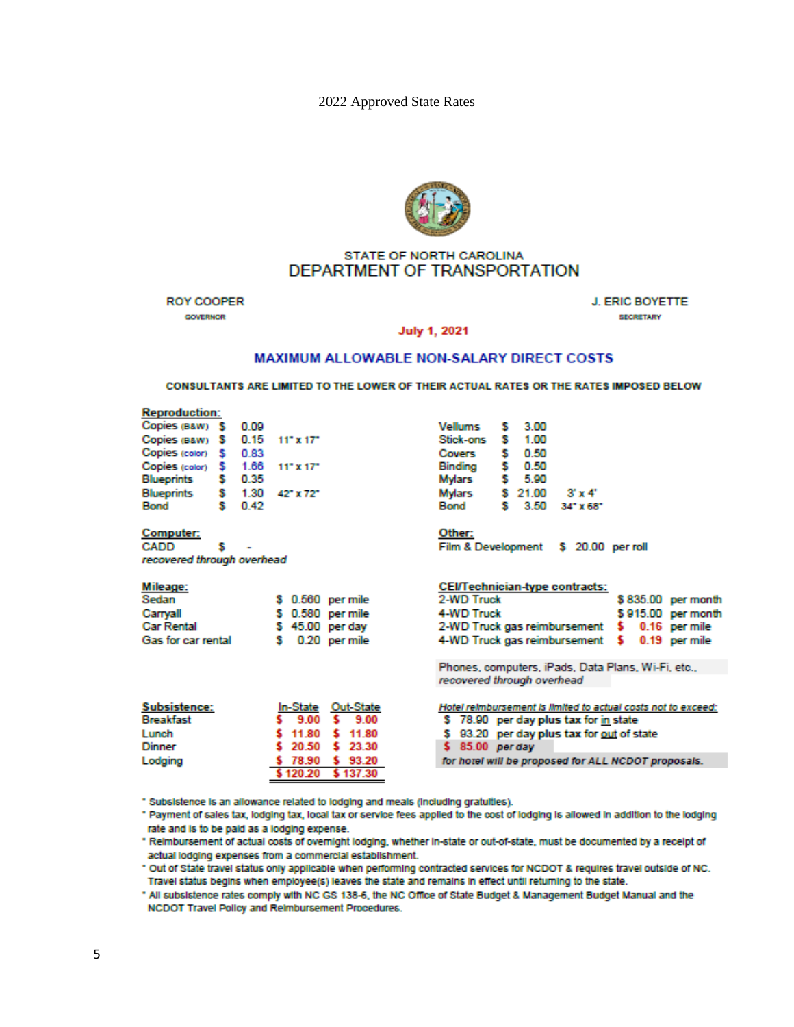2022 Approved State Rates

STATE OF NORTH CAROLINA

DEPARTMENT OF TRANSPORTATION

ROY COOPER
GOVERNOR

J. ERIC BOYETTE
SECRETARY

**July 1, 2021**

## MAXIMUM ALLOWABLE NON-SALARY DIRECT COSTS

**CONSULTANTS ARE LIMITED TO THE LOWER OF THEIR ACTUAL RATES OR THE RATES IMPOSED BELOW**

**Reproduction:**

| | | | | | | |
|---|---|---|---|---|---|---|
| Copies (B&W) | $ 0.09 | | | Vellums | $ 3.00 | |
| Copies (B&W) | $ 0.15 | 11" x 17" | | Stick-ons | $ 1.00 | |
| Copies (color) | $ 0.83 | | | Covers | $ 0.50 | |
| Copies (color) | $ 1.66 | 11" x 17" | | Binding | $ 0.50 | |
| Blueprints | $ 0.35 | | | Mylars | $ 5.90 | |
| Blueprints | $ 1.30 | 42" x 72" | | Mylars | $ 21.00 | 3' x 4' |
| Bond | $ 0.42 | | | Bond | $ 3.50 | 34" x 68" |

**Computer:**

CADD $ -

*recovered through overhead*

**Other:**

Film & Development $ 20.00 per roll

**Mileage:**

| | | |
|---|---|---|
| Sedan | $ 0.560 | per mile |
| Carryall | $ 0.580 | per mile |
| Car Rental | $ 45.00 | per day |
| Gas for car rental | $ 0.20 | per mile |

**CEI/Technician-type contracts:**

| | | |
|---|---|---|
| 2-WD Truck | $ 835.00 | per month |
| 4-WD Truck | $ 915.00 | per month |
| 2-WD Truck gas reimbursement | $ 0.16 | per mile |
| 4-WD Truck gas reimbursement | $ 0.19 | per mile |

Phones, computers, iPads, Data Plans, Wi-Fi, etc., *recovered through overhead*

**Subsistence:**

| | In-State | Out-State |
|---|---|---|
| Breakfast | $ 9.00 | $ 9.00 |
| Lunch | $ 11.80 | $ 11.80 |
| Dinner | $ 20.50 | $ 23.30 |
| Lodging | $ 78.90 | $ 93.20 |
| | $ 120.20 | $ 137.30 |

*Hotel reimbursement is limited to actual costs not to exceed:*

$ 78.90 per day **plus tax** for in state

$ 93.20 per day **plus tax** for out of state

*$ 85.00 per day*

*for hotel will be proposed for ALL NCDOT proposals.*

\* Subsistence is an allowance related to lodging and meals (including gratuities).

\* Payment of sales tax, lodging tax, local tax or service fees applied to the cost of lodging is allowed in addition to the lodging rate and is to be paid as a lodging expense.

\* Reimbursement of actual costs of overnight lodging, whether in-state or out-of-state, must be documented by a receipt of actual lodging expenses from a commercial establishment.

\* Out of State travel status only applicable when performing contracted services for NCDOT & requires travel outside of NC. Travel status begins when employee(s) leaves the state and remains in effect until returning to the state.

\* All subsistence rates comply with NC GS 138-6, the NC Office of State Budget & Management Budget Manual and the NCDOT Travel Policy and Reimbursement Procedures.